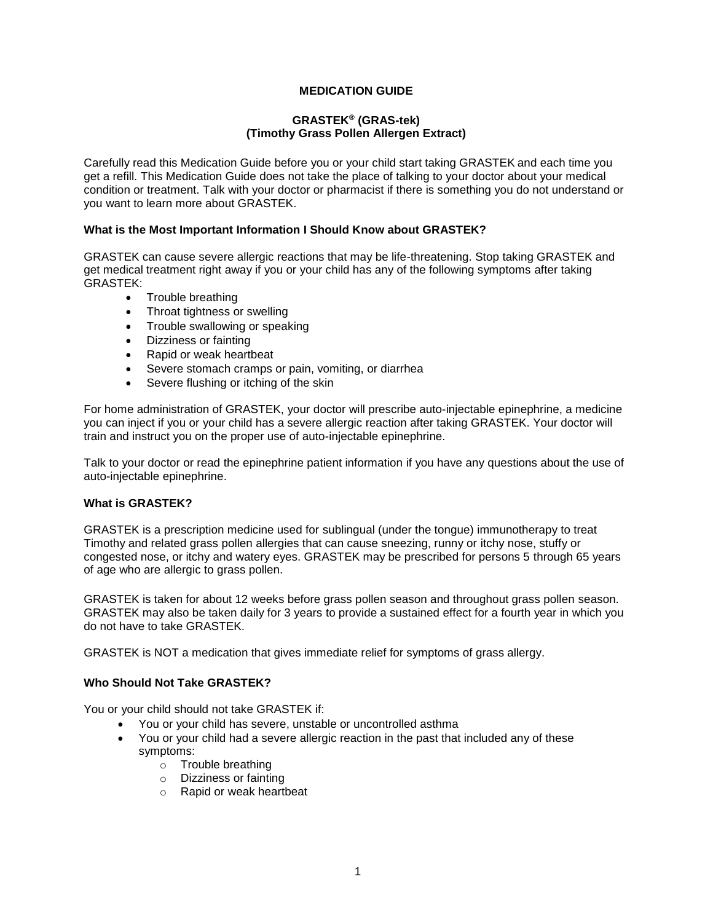# MEDICATION GUIDE

## GRASTEK® (GRAS-tek)
## (Timothy Grass Pollen Allergen Extract)

Carefully read this Medication Guide before you or your child start taking GRASTEK and each time you get a refill. This Medication Guide does not take the place of talking to your doctor about your medical condition or treatment. Talk with your doctor or pharmacist if there is something you do not understand or you want to learn more about GRASTEK.

### What is the Most Important Information I Should Know about GRASTEK?

GRASTEK can cause severe allergic reactions that may be life-threatening. Stop taking GRASTEK and get medical treatment right away if you or your child has any of the following symptoms after taking GRASTEK:

- Trouble breathing
- Throat tightness or swelling
- Trouble swallowing or speaking
- Dizziness or fainting
- Rapid or weak heartbeat
- Severe stomach cramps or pain, vomiting, or diarrhea
- Severe flushing or itching of the skin

For home administration of GRASTEK, your doctor will prescribe auto-injectable epinephrine, a medicine you can inject if you or your child has a severe allergic reaction after taking GRASTEK. Your doctor will train and instruct you on the proper use of auto-injectable epinephrine.

Talk to your doctor or read the epinephrine patient information if you have any questions about the use of auto-injectable epinephrine.

### What is GRASTEK?

GRASTEK is a prescription medicine used for sublingual (under the tongue) immunotherapy to treat Timothy and related grass pollen allergies that can cause sneezing, runny or itchy nose, stuffy or congested nose, or itchy and watery eyes. GRASTEK may be prescribed for persons 5 through 65 years of age who are allergic to grass pollen.

GRASTEK is taken for about 12 weeks before grass pollen season and throughout grass pollen season. GRASTEK may also be taken daily for 3 years to provide a sustained effect for a fourth year in which you do not have to take GRASTEK.

GRASTEK is NOT a medication that gives immediate relief for symptoms of grass allergy.

### Who Should Not Take GRASTEK?

You or your child should not take GRASTEK if:

- You or your child has severe, unstable or uncontrolled asthma
- You or your child had a severe allergic reaction in the past that included any of these symptoms:
  - Trouble breathing
  - Dizziness or fainting
  - Rapid or weak heartbeat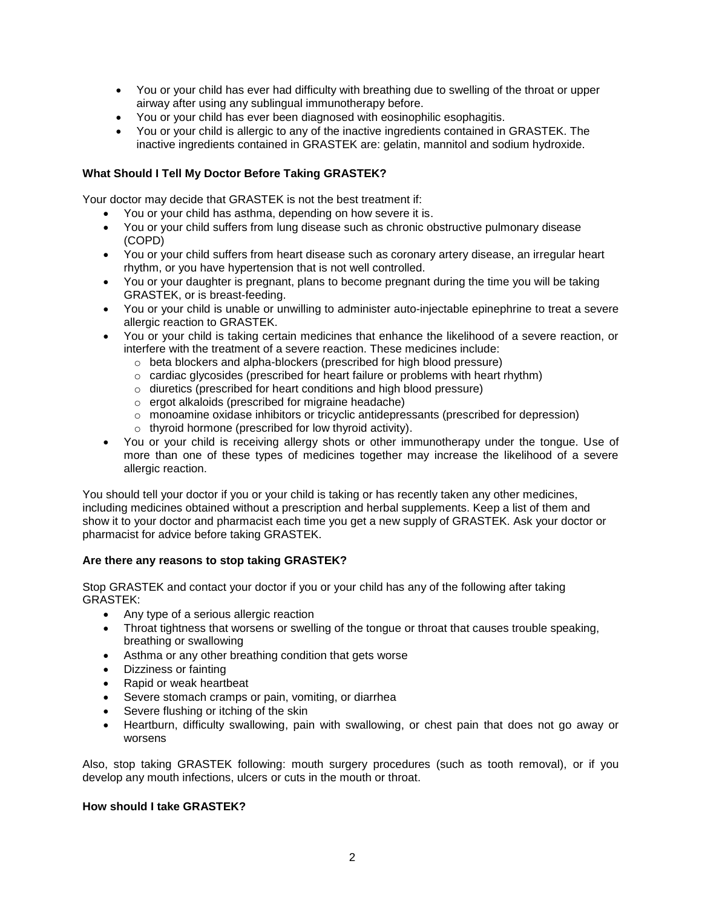- You or your child has ever had difficulty with breathing due to swelling of the throat or upper airway after using any sublingual immunotherapy before.
- You or your child has ever been diagnosed with eosinophilic esophagitis.
- You or your child is allergic to any of the inactive ingredients contained in GRASTEK. The inactive ingredients contained in GRASTEK are: gelatin, mannitol and sodium hydroxide.

**What Should I Tell My Doctor Before Taking GRASTEK?**

Your doctor may decide that GRASTEK is not the best treatment if:

- You or your child has asthma, depending on how severe it is.
- You or your child suffers from lung disease such as chronic obstructive pulmonary disease (COPD)
- You or your child suffers from heart disease such as coronary artery disease, an irregular heart rhythm, or you have hypertension that is not well controlled.
- You or your daughter is pregnant, plans to become pregnant during the time you will be taking GRASTEK, or is breast-feeding.
- You or your child is unable or unwilling to administer auto-injectable epinephrine to treat a severe allergic reaction to GRASTEK.
- You or your child is taking certain medicines that enhance the likelihood of a severe reaction, or interfere with the treatment of a severe reaction. These medicines include:
  - beta blockers and alpha-blockers (prescribed for high blood pressure)
  - cardiac glycosides (prescribed for heart failure or problems with heart rhythm)
  - diuretics (prescribed for heart conditions and high blood pressure)
  - ergot alkaloids (prescribed for migraine headache)
  - monoamine oxidase inhibitors or tricyclic antidepressants (prescribed for depression)
  - thyroid hormone (prescribed for low thyroid activity).
- You or your child is receiving allergy shots or other immunotherapy under the tongue. Use of more than one of these types of medicines together may increase the likelihood of a severe allergic reaction.

You should tell your doctor if you or your child is taking or has recently taken any other medicines, including medicines obtained without a prescription and herbal supplements. Keep a list of them and show it to your doctor and pharmacist each time you get a new supply of GRASTEK. Ask your doctor or pharmacist for advice before taking GRASTEK.

**Are there any reasons to stop taking GRASTEK?**

Stop GRASTEK and contact your doctor if you or your child has any of the following after taking GRASTEK:

- Any type of a serious allergic reaction
- Throat tightness that worsens or swelling of the tongue or throat that causes trouble speaking, breathing or swallowing
- Asthma or any other breathing condition that gets worse
- Dizziness or fainting
- Rapid or weak heartbeat
- Severe stomach cramps or pain, vomiting, or diarrhea
- Severe flushing or itching of the skin
- Heartburn, difficulty swallowing, pain with swallowing, or chest pain that does not go away or worsens

Also, stop taking GRASTEK following: mouth surgery procedures (such as tooth removal), or if you develop any mouth infections, ulcers or cuts in the mouth or throat.

**How should I take GRASTEK?**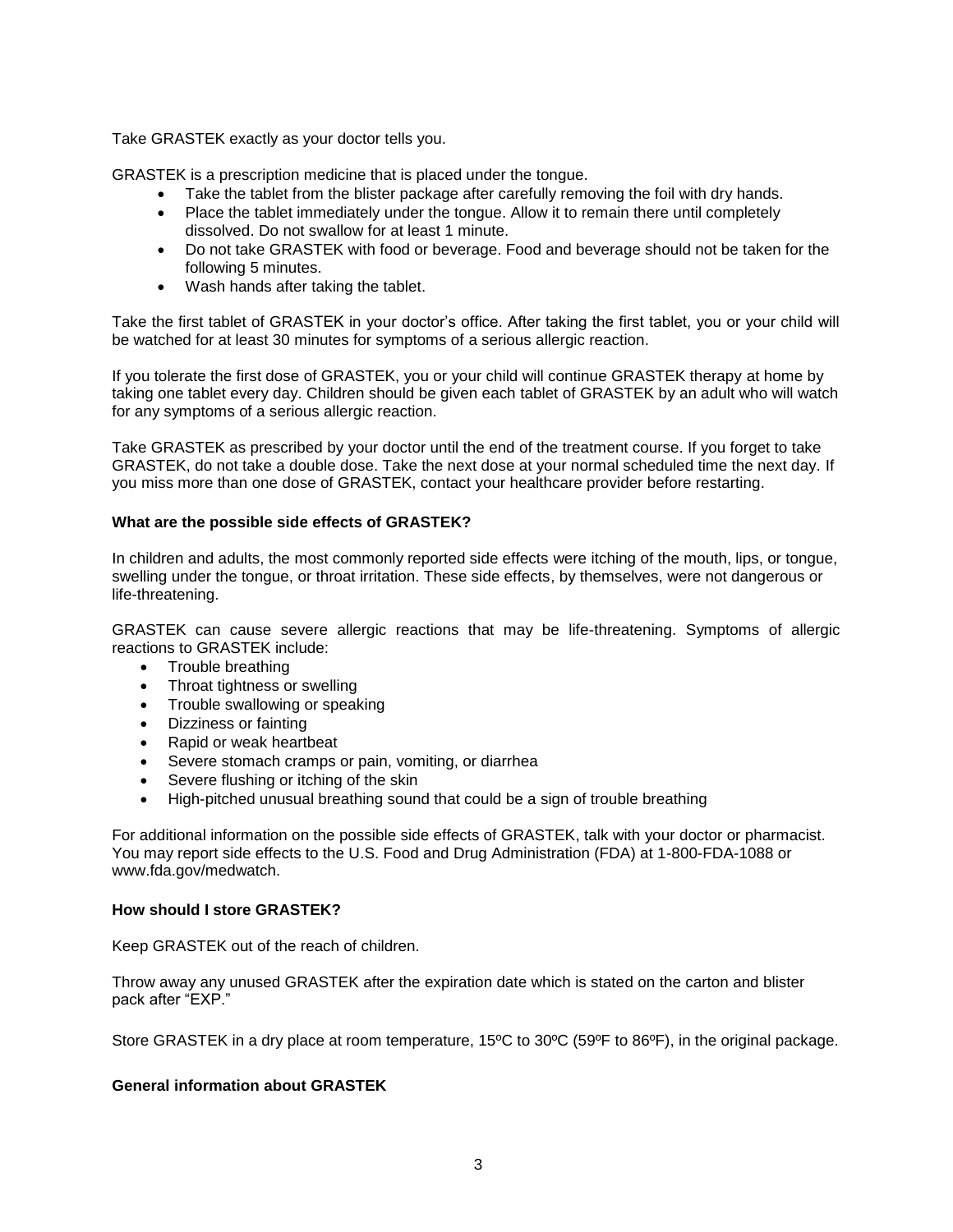Take GRASTEK exactly as your doctor tells you.

GRASTEK is a prescription medicine that is placed under the tongue.

- Take the tablet from the blister package after carefully removing the foil with dry hands.
- Place the tablet immediately under the tongue. Allow it to remain there until completely dissolved. Do not swallow for at least 1 minute.
- Do not take GRASTEK with food or beverage. Food and beverage should not be taken for the following 5 minutes.
- Wash hands after taking the tablet.

Take the first tablet of GRASTEK in your doctor's office. After taking the first tablet, you or your child will be watched for at least 30 minutes for symptoms of a serious allergic reaction.

If you tolerate the first dose of GRASTEK, you or your child will continue GRASTEK therapy at home by taking one tablet every day. Children should be given each tablet of GRASTEK by an adult who will watch for any symptoms of a serious allergic reaction.

Take GRASTEK as prescribed by your doctor until the end of the treatment course. If you forget to take GRASTEK, do not take a double dose. Take the next dose at your normal scheduled time the next day. If you miss more than one dose of GRASTEK, contact your healthcare provider before restarting.

**What are the possible side effects of GRASTEK?**

In children and adults, the most commonly reported side effects were itching of the mouth, lips, or tongue, swelling under the tongue, or throat irritation. These side effects, by themselves, were not dangerous or life-threatening.

GRASTEK can cause severe allergic reactions that may be life-threatening. Symptoms of allergic reactions to GRASTEK include:

- Trouble breathing
- Throat tightness or swelling
- Trouble swallowing or speaking
- Dizziness or fainting
- Rapid or weak heartbeat
- Severe stomach cramps or pain, vomiting, or diarrhea
- Severe flushing or itching of the skin
- High-pitched unusual breathing sound that could be a sign of trouble breathing

For additional information on the possible side effects of GRASTEK, talk with your doctor or pharmacist. You may report side effects to the U.S. Food and Drug Administration (FDA) at 1-800-FDA-1088 or www.fda.gov/medwatch.

**How should I store GRASTEK?**

Keep GRASTEK out of the reach of children.

Throw away any unused GRASTEK after the expiration date which is stated on the carton and blister pack after "EXP."

Store GRASTEK in a dry place at room temperature, 15ºC to 30ºC (59ºF to 86ºF), in the original package.

**General information about GRASTEK**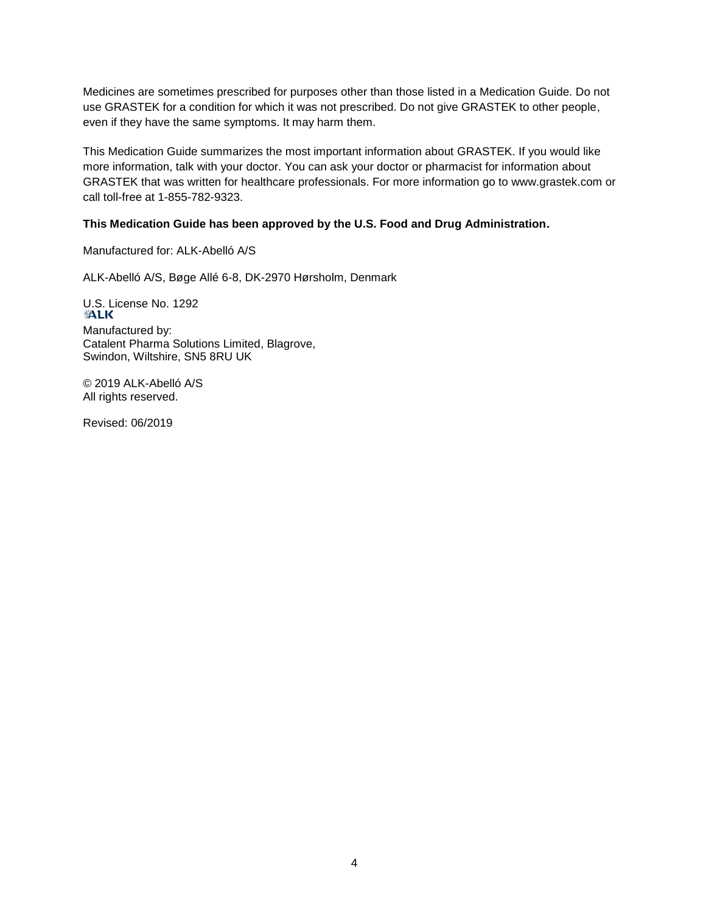Medicines are sometimes prescribed for purposes other than those listed in a Medication Guide. Do not use GRASTEK for a condition for which it was not prescribed. Do not give GRASTEK to other people, even if they have the same symptoms. It may harm them.

This Medication Guide summarizes the most important information about GRASTEK. If you would like more information, talk with your doctor. You can ask your doctor or pharmacist for information about GRASTEK that was written for healthcare professionals. For more information go to www.grastek.com or call toll-free at 1-855-782-9323.

**This Medication Guide has been approved by the U.S. Food and Drug Administration.**

Manufactured for: ALK-Abelló A/S

ALK-Abelló A/S, Bøge Allé 6-8, DK-2970 Hørsholm, Denmark

U.S. License No. 1292
ALK

Manufactured by:
Catalent Pharma Solutions Limited, Blagrove,
Swindon, Wiltshire, SN5 8RU UK

© 2019 ALK-Abelló A/S
All rights reserved.

Revised: 06/2019